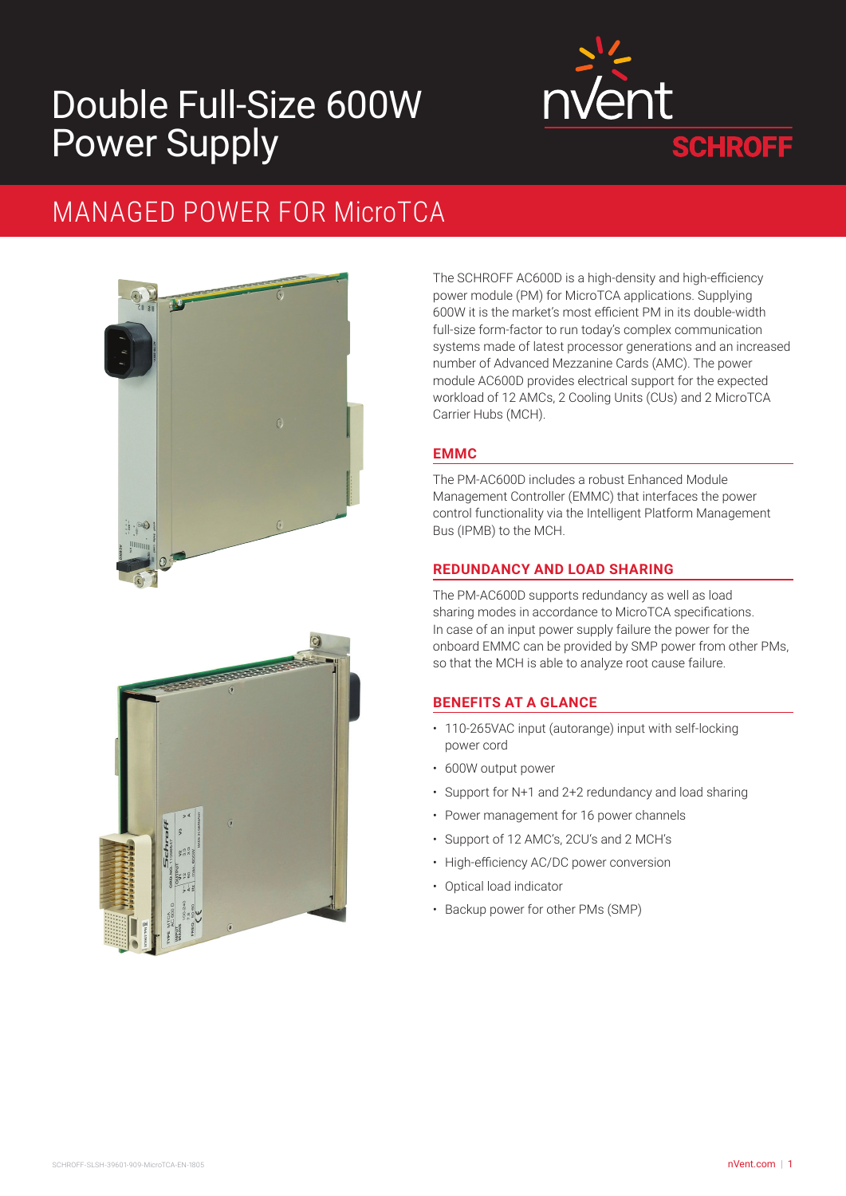# Double Full-Size 600W Power Supply

nVent SCHROFF

## MANAGED POWER FOR MicroTCA

The SCHROFF AC600D is a high-density and high-efficiency power module (PM) for MicroTCA applications. Supplying 600W it is the market's most efficient PM in its double-width full-size form-factor to run today's complex communication systems made of latest processor generations and an increased number of Advanced Mezzanine Cards (AMC). The power module AC600D provides electrical support for the expected workload of 12 AMCs, 2 Cooling Units (CUs) and 2 MicroTCA Carrier Hubs (MCH).

### EMMC

The PM-AC600D includes a robust Enhanced Module Management Controller (EMMC) that interfaces the power control functionality via the Intelligent Platform Management Bus (IPMB) to the MCH.

### REDUNDANCY AND LOAD SHARING

The PM-AC600D supports redundancy as well as load sharing modes in accordance to MicroTCA specifications. In case of an input power supply failure the power for the onboard EMMC can be provided by SMP power from other PMs, so that the MCH is able to analyze root cause failure.

### BENEFITS AT A GLANCE

- 110-265VAC input (autorange) input with self-locking power cord
- 600W output power
- Support for N+1 and 2+2 redundancy and load sharing
- Power management for 16 power channels
- Support of 12 AMC's, 2CU's and 2 MCH's
- High-efficiency AC/DC power conversion
- Optical load indicator
- Backup power for other PMs (SMP)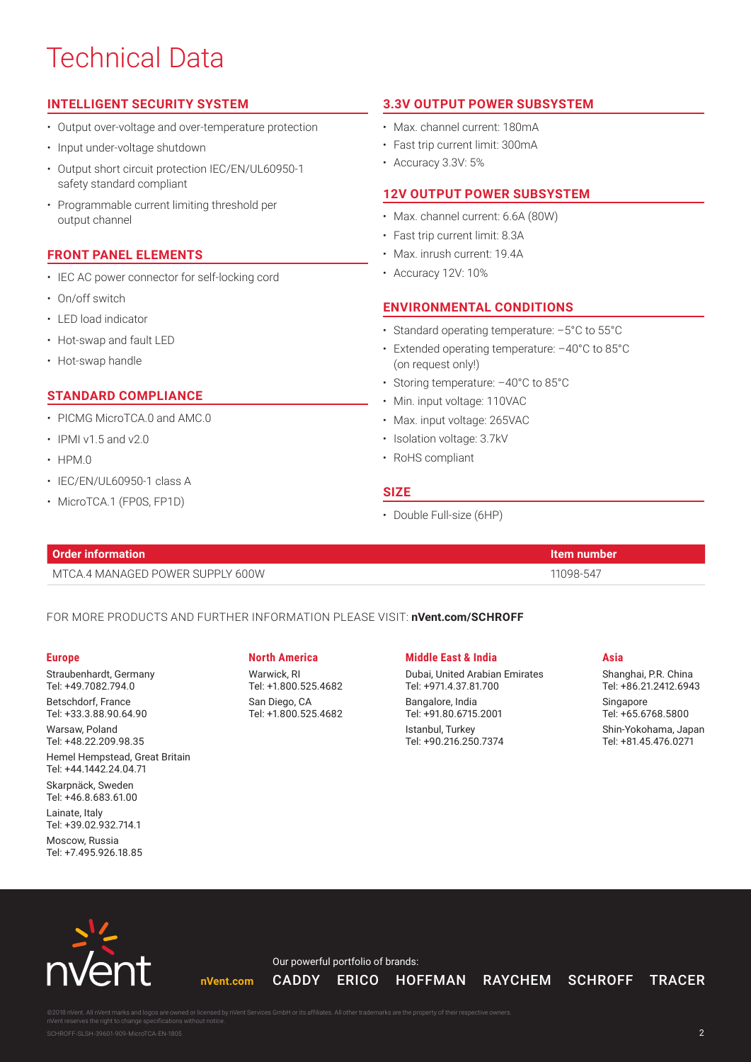# Technical Data

## INTELLIGENT SECURITY SYSTEM

- Output over-voltage and over-temperature protection
- Input under-voltage shutdown
- Output short circuit protection IEC/EN/UL60950-1 safety standard compliant
- Programmable current limiting threshold per output channel

## FRONT PANEL ELEMENTS

- IEC AC power connector for self-locking cord
- On/off switch
- LED load indicator
- Hot-swap and fault LED
- Hot-swap handle

## STANDARD COMPLIANCE

- PICMG MicroTCA.0 and AMC.0
- IPMI v1.5 and v2.0
- HPM.0
- IEC/EN/UL60950-1 class A
- MicroTCA.1 (FP0S, FP1D)

## 3.3V OUTPUT POWER SUBSYSTEM

- Max. channel current: 180mA
- Fast trip current limit: 300mA
- Accuracy 3.3V: 5%

## 12V OUTPUT POWER SUBSYSTEM

- Max. channel current: 6.6A (80W)
- Fast trip current limit: 8.3A
- Max. inrush current: 19.4A
- Accuracy 12V: 10%

## ENVIRONMENTAL CONDITIONS

- Standard operating temperature: –5°C to 55°C
- Extended operating temperature: –40°C to 85°C (on request only!)
- Storing temperature: –40°C to 85°C
- Min. input voltage: 110VAC
- Max. input voltage: 265VAC
- Isolation voltage: 3.7kV
- RoHS compliant

## SIZE

- Double Full-size (6HP)

| Order information | Item number |
|---|---|
| MTCA.4 MANAGED POWER SUPPLY 600W | 11098-547 |

FOR MORE PRODUCTS AND FURTHER INFORMATION PLEASE VISIT: **nVent.com/SCHROFF**

**Europe**

Straubenhardt, Germany
Tel: +49.7082.794.0

Betschdorf, France
Tel: +33.3.88.90.64.90

Warsaw, Poland
Tel: +48.22.209.98.35

Hemel Hempstead, Great Britain
Tel: +44.1442.24.04.71

Skarpnäck, Sweden
Tel: +46.8.683.61.00

Lainate, Italy
Tel: +39.02.932.714.1

Moscow, Russia
Tel: +7.495.926.18.85

**North America**

Warwick, RI
Tel: +1.800.525.4682

San Diego, CA
Tel: +1.800.525.4682

**Middle East & India**

Dubai, United Arabian Emirates
Tel: +971.4.37.81.700

Bangalore, India
Tel: +91.80.6715.2001

Istanbul, Turkey
Tel: +90.216.250.7374

**Asia**

Shanghai, P.R. China
Tel: +86.21.2412.6943

Singapore
Tel: +65.6768.5800

Shin-Yokohama, Japan
Tel: +81.45.476.0271

nVent

**nVent.com**

Our powerful portfolio of brands:

CADDY ERICO HOFFMAN RAYCHEM SCHROFF TRACER

©2018 nVent. All nVent marks and logos are owned or licensed by nVent Services GmbH or its affiliates. All other trademarks are the property of their respective owners.
nVent reserves the right to change specifications without notice.

SCHROFF-SLSH-39601-909-MicroTCA-EN-1805